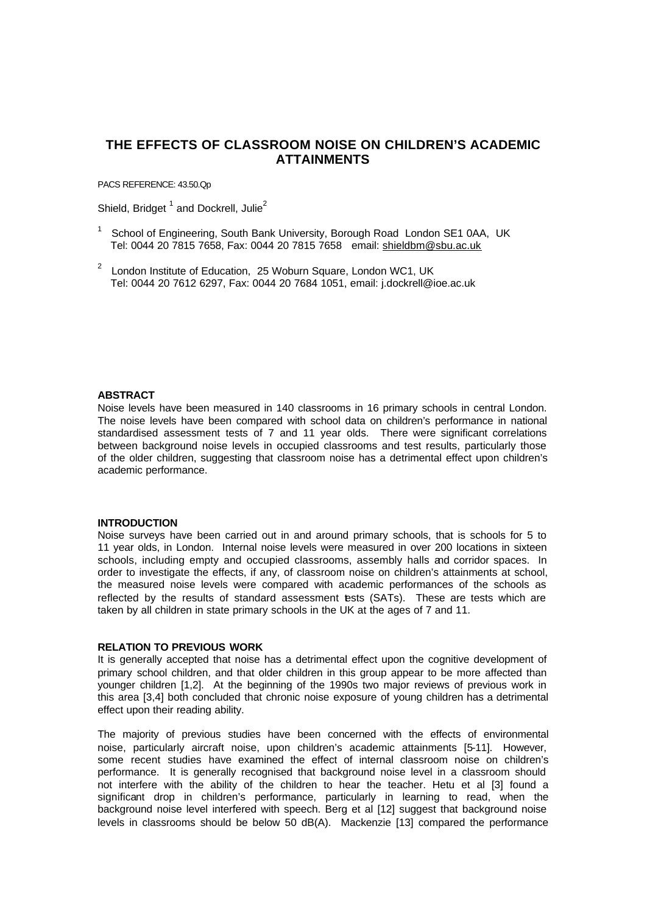# THE EFFECTS OF CLASSROOM NOISE ON CHILDREN'S ACADEMIC ATTAINMENTS

PACS REFERENCE: 43.50.Qp

Shield, Bridget [1] and Dockrell, Julie[2]

[1] School of Engineering, South Bank University, Borough Road London SE1 0AA, UK
Tel: 0044 20 7815 7658, Fax: 0044 20 7815 7658 email: shieldbm@sbu.ac.uk

[2] London Institute of Education, 25 Woburn Square, London WC1, UK
Tel: 0044 20 7612 6297, Fax: 0044 20 7684 1051, email: j.dockrell@ioe.ac.uk

## ABSTRACT

Noise levels have been measured in 140 classrooms in 16 primary schools in central London. The noise levels have been compared with school data on children's performance in national standardised assessment tests of 7 and 11 year olds. There were significant correlations between background noise levels in occupied classrooms and test results, particularly those of the older children, suggesting that classroom noise has a detrimental effect upon children's academic performance.

## INTRODUCTION

Noise surveys have been carried out in and around primary schools, that is schools for 5 to 11 year olds, in London. Internal noise levels were measured in over 200 locations in sixteen schools, including empty and occupied classrooms, assembly halls and corridor spaces. In order to investigate the effects, if any, of classroom noise on children's attainments at school, the measured noise levels were compared with academic performances of the schools as reflected by the results of standard assessment tests (SATs). These are tests which are taken by all children in state primary schools in the UK at the ages of 7 and 11.

## RELATION TO PREVIOUS WORK

It is generally accepted that noise has a detrimental effect upon the cognitive development of primary school children, and that older children in this group appear to be more affected than younger children [1,2]. At the beginning of the 1990s two major reviews of previous work in this area [3,4] both concluded that chronic noise exposure of young children has a detrimental effect upon their reading ability.

The majority of previous studies have been concerned with the effects of environmental noise, particularly aircraft noise, upon children's academic attainments [5-11]. However, some recent studies have examined the effect of internal classroom noise on children's performance. It is generally recognised that background noise level in a classroom should not interfere with the ability of the children to hear the teacher. Hetu et al [3] found a significant drop in children's performance, particularly in learning to read, when the background noise level interfered with speech. Berg et al [12] suggest that background noise levels in classrooms should be below 50 dB(A). Mackenzie [13] compared the performance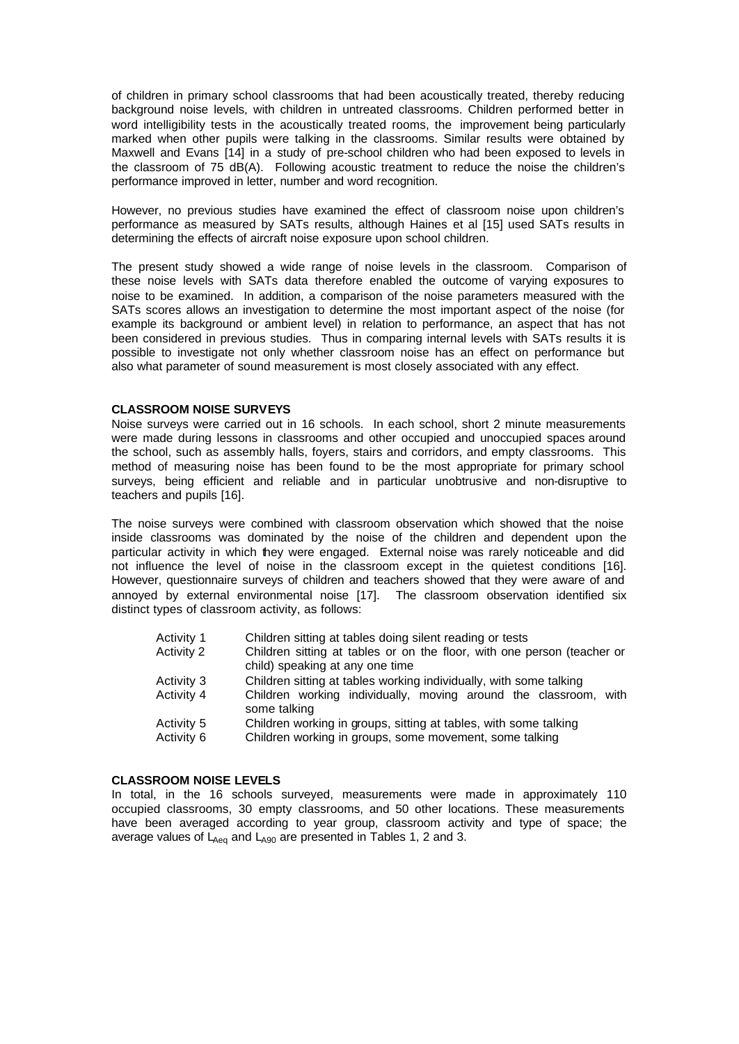of children in primary school classrooms that had been acoustically treated, thereby reducing background noise levels, with children in untreated classrooms. Children performed better in word intelligibility tests in the acoustically treated rooms, the improvement being particularly marked when other pupils were talking in the classrooms. Similar results were obtained by Maxwell and Evans [14] in a study of pre-school children who had been exposed to levels in the classroom of 75 dB(A). Following acoustic treatment to reduce the noise the children's performance improved in letter, number and word recognition.

However, no previous studies have examined the effect of classroom noise upon children's performance as measured by SATs results, although Haines et al [15] used SATs results in determining the effects of aircraft noise exposure upon school children.

The present study showed a wide range of noise levels in the classroom. Comparison of these noise levels with SATs data therefore enabled the outcome of varying exposures to noise to be examined. In addition, a comparison of the noise parameters measured with the SATs scores allows an investigation to determine the most important aspect of the noise (for example its background or ambient level) in relation to performance, an aspect that has not been considered in previous studies. Thus in comparing internal levels with SATs results it is possible to investigate not only whether classroom noise has an effect on performance but also what parameter of sound measurement is most closely associated with any effect.

**CLASSROOM NOISE SURVEYS**

Noise surveys were carried out in 16 schools. In each school, short 2 minute measurements were made during lessons in classrooms and other occupied and unoccupied spaces around the school, such as assembly halls, foyers, stairs and corridors, and empty classrooms. This method of measuring noise has been found to be the most appropriate for primary school surveys, being efficient and reliable and in particular unobtrusive and non-disruptive to teachers and pupils [16].

The noise surveys were combined with classroom observation which showed that the noise inside classrooms was dominated by the noise of the children and dependent upon the particular activity in which they were engaged. External noise was rarely noticeable and did not influence the level of noise in the classroom except in the quietest conditions [16]. However, questionnaire surveys of children and teachers showed that they were aware of and annoyed by external environmental noise [17]. The classroom observation identified six distinct types of classroom activity, as follows:

- Activity 1 — Children sitting at tables doing silent reading or tests
- Activity 2 — Children sitting at tables or on the floor, with one person (teacher or child) speaking at any one time
- Activity 3 — Children sitting at tables working individually, with some talking
- Activity 4 — Children working individually, moving around the classroom, with some talking
- Activity 5 — Children working in groups, sitting at tables, with some talking
- Activity 6 — Children working in groups, some movement, some talking

**CLASSROOM NOISE LEVELS**

In total, in the 16 schools surveyed, measurements were made in approximately 110 occupied classrooms, 30 empty classrooms, and 50 other locations. These measurements have been averaged according to year group, classroom activity and type of space; the average values of $L_{Aeq}$ and $L_{A90}$ are presented in Tables 1, 2 and 3.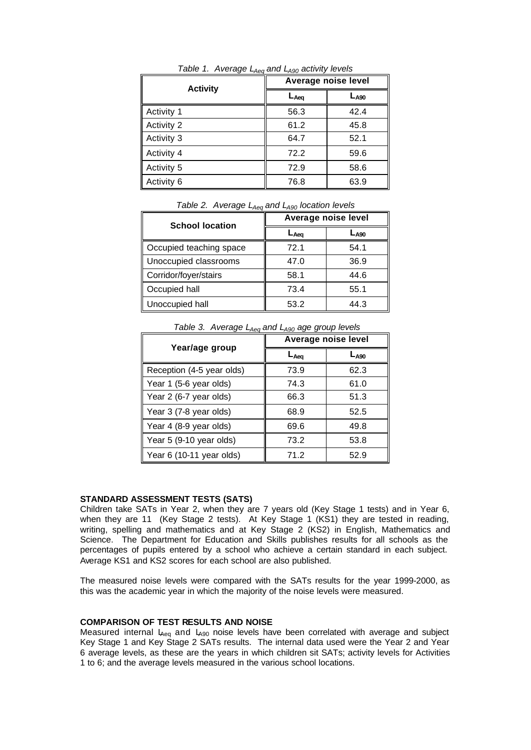*Table 1. Average $L_{Aeq}$ and $L_{A90}$ activity levels*

| Activity | Average noise level | |
|---|---|---|
| | $L_{Aeq}$ | $L_{A90}$ |
| Activity 1 | 56.3 | 42.4 |
| Activity 2 | 61.2 | 45.8 |
| Activity 3 | 64.7 | 52.1 |
| Activity 4 | 72.2 | 59.6 |
| Activity 5 | 72.9 | 58.6 |
| Activity 6 | 76.8 | 63.9 |

*Table 2. Average $L_{Aeq}$ and $L_{A90}$ location levels*

| School location | Average noise level | |
|---|---|---|
| | $L_{Aeq}$ | $L_{A90}$ |
| Occupied teaching space | 72.1 | 54.1 |
| Unoccupied classrooms | 47.0 | 36.9 |
| Corridor/foyer/stairs | 58.1 | 44.6 |
| Occupied hall | 73.4 | 55.1 |
| Unoccupied hall | 53.2 | 44.3 |

*Table 3. Average $L_{Aeq}$ and $L_{A90}$ age group levels*

| Year/age group | Average noise level | |
|---|---|---|
| | $L_{Aeq}$ | $L_{A90}$ |
| Reception (4-5 year olds) | 73.9 | 62.3 |
| Year 1 (5-6 year olds) | 74.3 | 61.0 |
| Year 2 (6-7 year olds) | 66.3 | 51.3 |
| Year 3 (7-8 year olds) | 68.9 | 52.5 |
| Year 4 (8-9 year olds) | 69.6 | 49.8 |
| Year 5 (9-10 year olds) | 73.2 | 53.8 |
| Year 6 (10-11 year olds) | 71.2 | 52.9 |

**STANDARD ASSESSMENT TESTS (SATS)**

Children take SATs in Year 2, when they are 7 years old (Key Stage 1 tests) and in Year 6, when they are 11 (Key Stage 2 tests). At Key Stage 1 (KS1) they are tested in reading, writing, spelling and mathematics and at Key Stage 2 (KS2) in English, Mathematics and Science. The Department for Education and Skills publishes results for all schools as the percentages of pupils entered by a school who achieve a certain standard in each subject. Average KS1 and KS2 scores for each school are also published.

The measured noise levels were compared with the SATs results for the year 1999-2000, as this was the academic year in which the majority of the noise levels were measured.

**COMPARISON OF TEST RESULTS AND NOISE**

Measured internal $L_{Aeq}$ and $L_{A90}$ noise levels have been correlated with average and subject Key Stage 1 and Key Stage 2 SATs results. The internal data used were the Year 2 and Year 6 average levels, as these are the years in which children sit SATs; activity levels for Activities 1 to 6; and the average levels measured in the various school locations.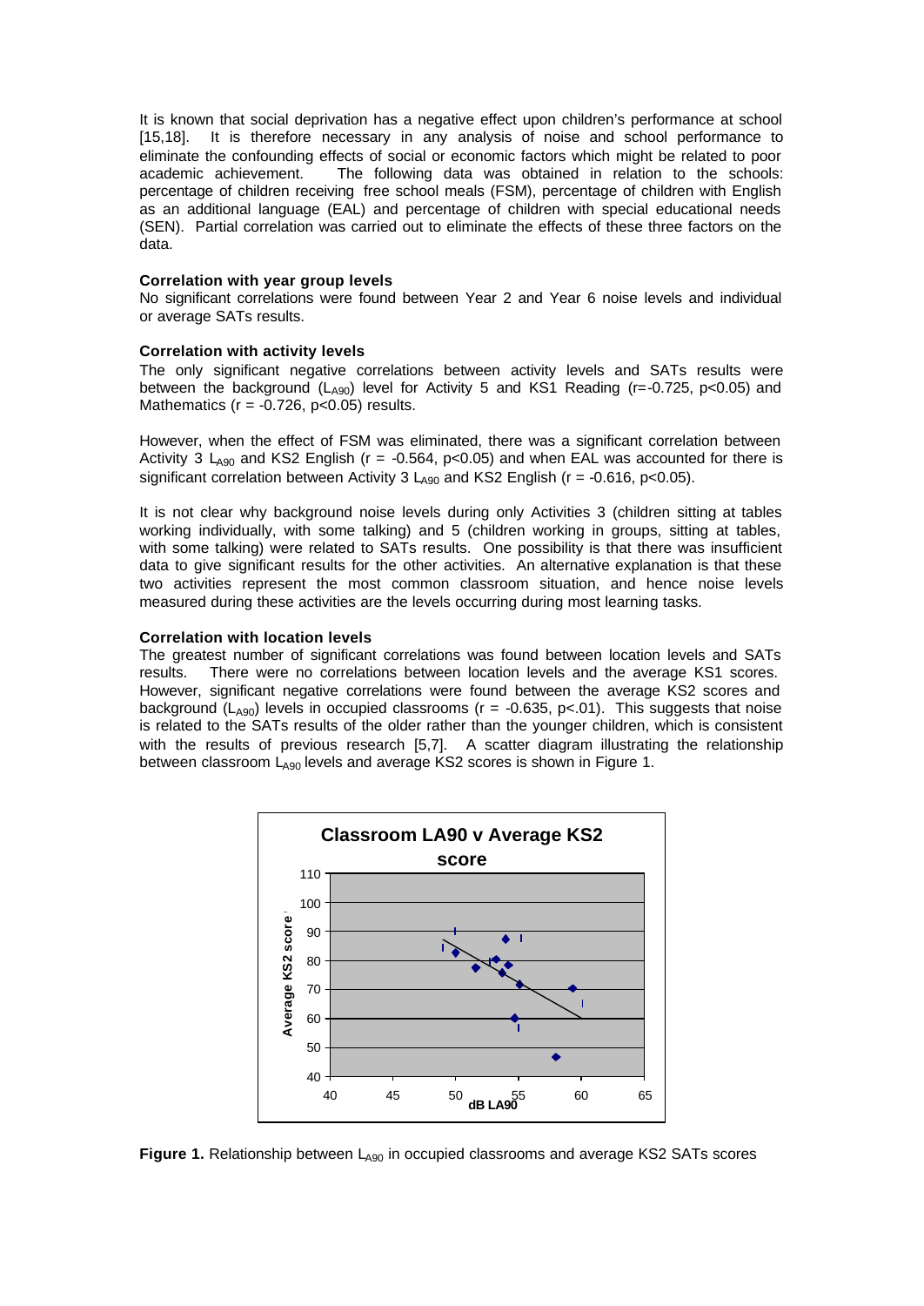It is known that social deprivation has a negative effect upon children's performance at school [15,18]. It is therefore necessary in any analysis of noise and school performance to eliminate the confounding effects of social or economic factors which might be related to poor academic achievement. The following data was obtained in relation to the schools: percentage of children receiving free school meals (FSM), percentage of children with English as an additional language (EAL) and percentage of children with special educational needs (SEN). Partial correlation was carried out to eliminate the effects of these three factors on the data.

**Correlation with year group levels**

No significant correlations were found between Year 2 and Year 6 noise levels and individual or average SATs results.

**Correlation with activity levels**

The only significant negative correlations between activity levels and SATs results were between the background ($L_{A90}$) level for Activity 5 and KS1 Reading ($r=-0.725$, $p<0.05$) and Mathematics ($r = -0.726$, $p<0.05$) results.

However, when the effect of FSM was eliminated, there was a significant correlation between Activity 3 $L_{A90}$ and KS2 English ($r = -0.564$, $p<0.05$) and when EAL was accounted for there is significant correlation between Activity 3 $L_{A90}$ and KS2 English ($r = -0.616$, $p<0.05$).

It is not clear why background noise levels during only Activities 3 (children sitting at tables working individually, with some talking) and 5 (children working in groups, sitting at tables, with some talking) were related to SATs results. One possibility is that there was insufficient data to give significant results for the other activities. An alternative explanation is that these two activities represent the most common classroom situation, and hence noise levels measured during these activities are the levels occurring during most learning tasks.

**Correlation with location levels**

The greatest number of significant correlations was found between location levels and SATs results. There were no correlations between location levels and the average KS1 scores. However, significant negative correlations were found between the average KS2 scores and background ($L_{A90}$) levels in occupied classrooms ($r = -0.635$, $p<.01$). This suggests that noise is related to the SATs results of the older rather than the younger children, which is consistent with the results of previous research [5,7]. A scatter diagram illustrating the relationship between classroom $L_{A90}$ levels and average KS2 scores is shown in Figure 1.

**Figure 1.** Relationship between $L_{A90}$ in occupied classrooms and average KS2 SATs scores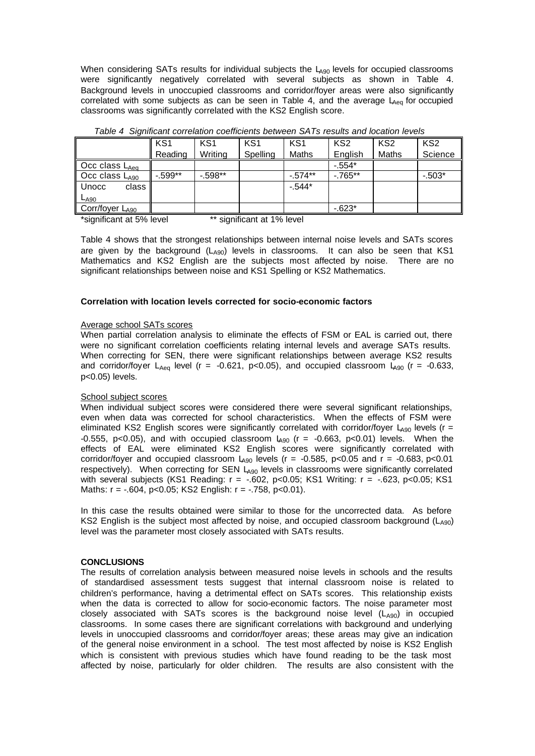When considering SATs results for individual subjects the $L_{A90}$ levels for occupied classrooms were significantly negatively correlated with several subjects as shown in Table 4. Background levels in unoccupied classrooms and corridor/foyer areas were also significantly correlated with some subjects as can be seen in Table 4, and the average $L_{Aeq}$ for occupied classrooms was significantly correlated with the KS2 English score.

*Table 4 Significant correlation coefficients between SATs results and location levels*

| | KS1 Reading | KS1 Writing | KS1 Spelling | KS1 Maths | KS2 English | KS2 Maths | KS2 Science |
|---|---|---|---|---|---|---|---|
| Occ class $L_{Aeq}$ | | | | | -.554* | | |
| Occ class $L_{A90}$ | -.599** | -.598** | | -.574** | -.765** | | -.503* |
| Unocc class $L_{A90}$ | | | | -.544* | | | |
| Corr/foyer $L_{A90}$ | | | | | -.623* | | |

*significant at 5% level ** significant at 1% level

Table 4 shows that the strongest relationships between internal noise levels and SATs scores are given by the background ($L_{A90}$) levels in classrooms. It can also be seen that KS1 Mathematics and KS2 English are the subjects most affected by noise. There are no significant relationships between noise and KS1 Spelling or KS2 Mathematics.

**Correlation with location levels corrected for socio-economic factors**

Average school SATs scores

When partial correlation analysis to eliminate the effects of FSM or EAL is carried out, there were no significant correlation coefficients relating internal levels and average SATs results. When correcting for SEN, there were significant relationships between average KS2 results and corridor/foyer $L_{Aeq}$ level ($r = -0.621$, $p<0.05$), and occupied classroom $L_{A90}$ ($r = -0.633$, $p<0.05$) levels.

School subject scores

When individual subject scores were considered there were several significant relationships, even when data was corrected for school characteristics. When the effects of FSM were eliminated KS2 English scores were significantly correlated with corridor/foyer $L_{A90}$ levels ($r = -0.555$, $p<0.05$), and with occupied classroom $L_{A90}$ ($r = -0.663$, $p<0.01$) levels. When the effects of EAL were eliminated KS2 English scores were significantly correlated with corridor/foyer and occupied classroom $L_{A90}$ levels ($r = -0.585$, $p<0.05$ and $r = -0.683$, $p<0.01$ respectively). When correcting for SEN $L_{A90}$ levels in classrooms were significantly correlated with several subjects (KS1 Reading: $r = -.602$, $p<0.05$; KS1 Writing: $r = -.623$, $p<0.05$; KS1 Maths: $r = -.604$, $p<0.05$; KS2 English: $r = -.758$, $p<0.01$).

In this case the results obtained were similar to those for the uncorrected data. As before KS2 English is the subject most affected by noise, and occupied classroom background ($L_{A90}$) level was the parameter most closely associated with SATs results.

**CONCLUSIONS**

The results of correlation analysis between measured noise levels in schools and the results of standardised assessment tests suggest that internal classroom noise is related to children's performance, having a detrimental effect on SATs scores. This relationship exists when the data is corrected to allow for socio-economic factors. The noise parameter most closely associated with SATs scores is the background noise level ($L_{A90}$) in occupied classrooms. In some cases there are significant correlations with background and underlying levels in unoccupied classrooms and corridor/foyer areas; these areas may give an indication of the general noise environment in a school. The test most affected by noise is KS2 English which is consistent with previous studies which have found reading to be the task most affected by noise, particularly for older children. The results are also consistent with the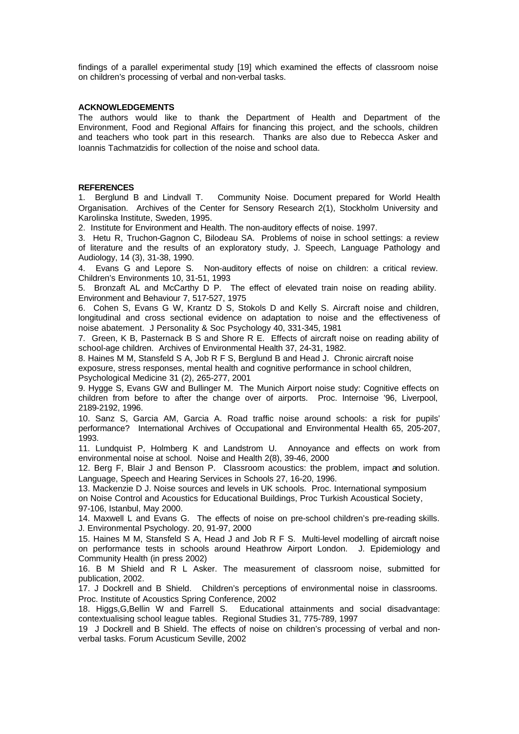findings of a parallel experimental study [19] which examined the effects of classroom noise on children's processing of verbal and non-verbal tasks.

**ACKNOWLEDGEMENTS**

The authors would like to thank the Department of Health and Department of the Environment, Food and Regional Affairs for financing this project, and the schools, children and teachers who took part in this research. Thanks are also due to Rebecca Asker and Ioannis Tachmatzidis for collection of the noise and school data.

**REFERENCES**

1. Berglund B and Lindvall T. Community Noise. Document prepared for World Health Organisation. Archives of the Center for Sensory Research 2(1), Stockholm University and Karolinska Institute, Sweden, 1995.
2. Institute for Environment and Health. The non-auditory effects of noise. 1997.
3. Hetu R, Truchon-Gagnon C, Bilodeau SA. Problems of noise in school settings: a review of literature and the results of an exploratory study, J. Speech, Language Pathology and Audiology, 14 (3), 31-38, 1990.
4. Evans G and Lepore S. Non-auditory effects of noise on children: a critical review. Children's Environments 10, 31-51, 1993
5. Bronzaft AL and McCarthy D P. The effect of elevated train noise on reading ability. Environment and Behaviour 7, 517-527, 1975
6. Cohen S, Evans G W, Krantz D S, Stokols D and Kelly S. Aircraft noise and children, longitudinal and cross sectional evidence on adaptation to noise and the effectiveness of noise abatement. J Personality & Soc Psychology 40, 331-345, 1981
7. Green, K B, Pasternack B S and Shore R E. Effects of aircraft noise on reading ability of school-age children. Archives of Environmental Health 37, 24-31, 1982.
8. Haines M M, Stansfeld S A, Job R F S, Berglund B and Head J. Chronic aircraft noise exposure, stress responses, mental health and cognitive performance in school children, Psychological Medicine 31 (2), 265-277, 2001
9. Hygge S, Evans GW and Bullinger M. The Munich Airport noise study: Cognitive effects on children from before to after the change over of airports. Proc. Internoise '96, Liverpool, 2189-2192, 1996.
10. Sanz S, Garcia AM, Garcia A. Road traffic noise around schools: a risk for pupils' performance? International Archives of Occupational and Environmental Health 65, 205-207, 1993.
11. Lundquist P, Holmberg K and Landstrom U. Annoyance and effects on work from environmental noise at school. Noise and Health 2(8), 39-46, 2000
12. Berg F, Blair J and Benson P. Classroom acoustics: the problem, impact and solution. Language, Speech and Hearing Services in Schools 27, 16-20, 1996.
13. Mackenzie D J. Noise sources and levels in UK schools. Proc. International symposium on Noise Control and Acoustics for Educational Buildings, Proc Turkish Acoustical Society, 97-106, Istanbul, May 2000.
14. Maxwell L and Evans G. The effects of noise on pre-school children's pre-reading skills. J. Environmental Psychology. 20, 91-97, 2000
15. Haines M M, Stansfeld S A, Head J and Job R F S. Multi-level modelling of aircraft noise on performance tests in schools around Heathrow Airport London. J. Epidemiology and Community Health (in press 2002)
16. B M Shield and R L Asker. The measurement of classroom noise, submitted for publication, 2002.
17. J Dockrell and B Shield. Children's perceptions of environmental noise in classrooms. Proc. Institute of Acoustics Spring Conference, 2002
18. Higgs,G,Bellin W and Farrell S. Educational attainments and social disadvantage: contextualising school league tables. Regional Studies 31, 775-789, 1997
19 J Dockrell and B Shield. The effects of noise on children's processing of verbal and non-verbal tasks. Forum Acusticum Seville, 2002